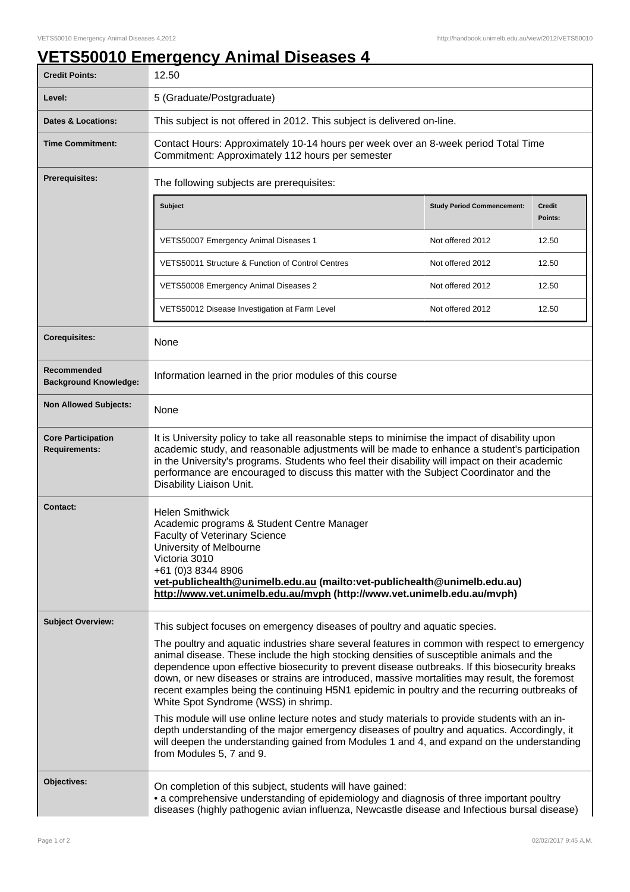# VETS50010 Emergency Animal Diseases 4

| | |
|---|---|
| **Credit Points:** | 12.50 |
| **Level:** | 5 (Graduate/Postgraduate) |
| **Dates & Locations:** | This subject is not offered in 2012. This subject is delivered on-line. |
| **Time Commitment:** | Contact Hours: Approximately 10-14 hours per week over an 8-week period Total Time Commitment: Approximately 112 hours per semester |
| **Prerequisites:** | The following subjects are prerequisites: |
| **Corequisites:** | None |
| **Recommended Background Knowledge:** | Information learned in the prior modules of this course |
| **Non Allowed Subjects:** | None |
| **Core Participation Requirements:** | It is University policy to take all reasonable steps to minimise the impact of disability upon academic study, and reasonable adjustments will be made to enhance a student's participation in the University's programs. Students who feel their disability will impact on their academic performance are encouraged to discuss this matter with the Subject Coordinator and the Disability Liaison Unit. |
| **Contact:** | Helen Smithwick<br>Academic programs & Student Centre Manager<br>Faculty of Veterinary Science<br>University of Melbourne<br>Victoria 3010<br>+61 (0)3 8344 8906<br>**vet-publichealth@unimelb.edu.au (mailto:vet-publichealth@unimelb.edu.au)**<br>**http://www.vet.unimelb.edu.au/mvph (http://www.vet.unimelb.edu.au/mvph)** |

Prerequisites:

| Subject | Study Period Commencement: | Credit Points: |
|---|---|---|
| VETS50007 Emergency Animal Diseases 1 | Not offered 2012 | 12.50 |
| VETS50011 Structure & Function of Control Centres | Not offered 2012 | 12.50 |
| VETS50008 Emergency Animal Diseases 2 | Not offered 2012 | 12.50 |
| VETS50012 Disease Investigation at Farm Level | Not offered 2012 | 12.50 |

**Subject Overview:**

This subject focuses on emergency diseases of poultry and aquatic species.

The poultry and aquatic industries share several features in common with respect to emergency animal disease. These include the high stocking densities of susceptible animals and the dependence upon effective biosecurity to prevent disease outbreaks. If this biosecurity breaks down, or new diseases or strains are introduced, massive mortalities may result, the foremost recent examples being the continuing H5N1 epidemic in poultry and the recurring outbreaks of White Spot Syndrome (WSS) in shrimp.

This module will use online lecture notes and study materials to provide students with an in-depth understanding of the major emergency diseases of poultry and aquatics. Accordingly, it will deepen the understanding gained from Modules 1 and 4, and expand on the understanding from Modules 5, 7 and 9.

**Objectives:**

On completion of this subject, students will have gained:

• a comprehensive understanding of epidemiology and diagnosis of three important poultry diseases (highly pathogenic avian influenza, Newcastle disease and Infectious bursal disease)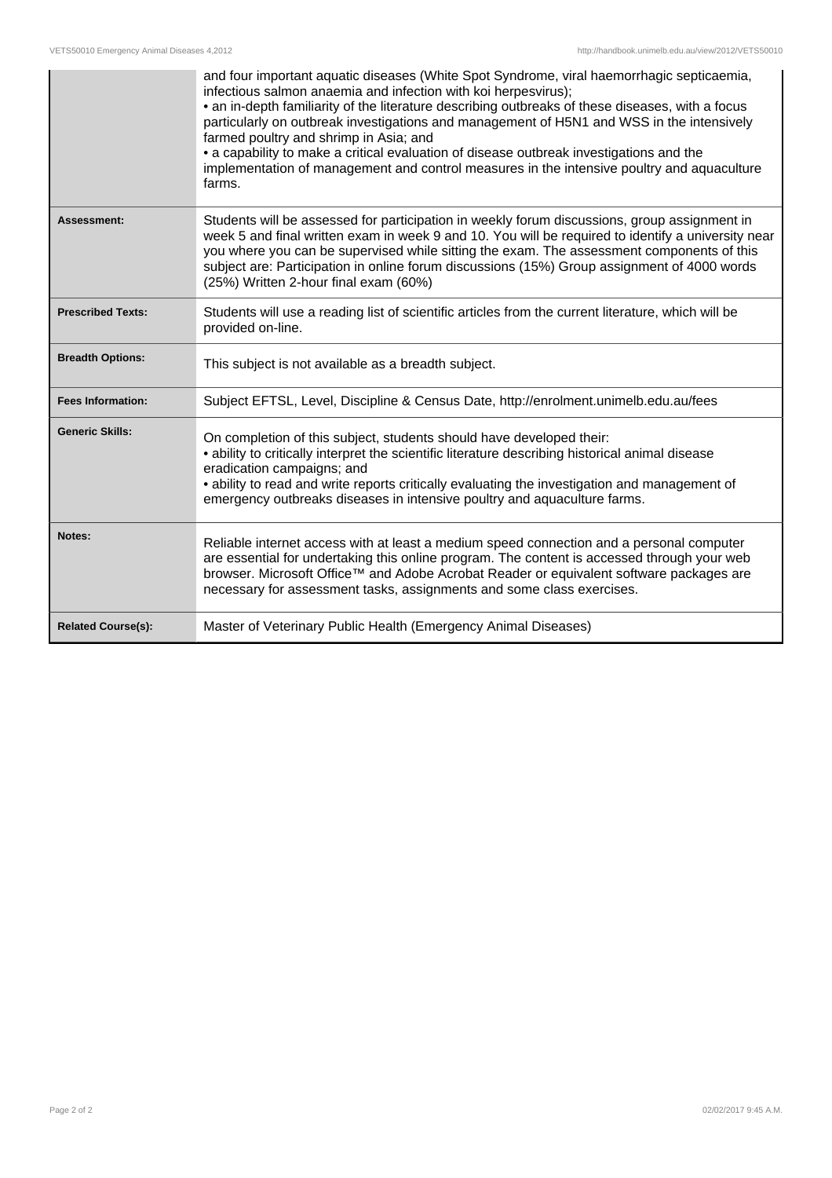| | |
|---|---|
| | and four important aquatic diseases (White Spot Syndrome, viral haemorrhagic septicaemia, infectious salmon anaemia and infection with koi herpesvirus);<br>• an in-depth familiarity of the literature describing outbreaks of these diseases, with a focus particularly on outbreak investigations and management of H5N1 and WSS in the intensively farmed poultry and shrimp in Asia; and<br>• a capability to make a critical evaluation of disease outbreak investigations and the implementation of management and control measures in the intensive poultry and aquaculture farms. |
| **Assessment:** | Students will be assessed for participation in weekly forum discussions, group assignment in week 5 and final written exam in week 9 and 10. You will be required to identify a university near you where you can be supervised while sitting the exam. The assessment components of this subject are: Participation in online forum discussions (15%) Group assignment of 4000 words (25%) Written 2-hour final exam (60%) |
| **Prescribed Texts:** | Students will use a reading list of scientific articles from the current literature, which will be provided on-line. |
| **Breadth Options:** | This subject is not available as a breadth subject. |
| **Fees Information:** | Subject EFTSL, Level, Discipline & Census Date, http://enrolment.unimelb.edu.au/fees |
| **Generic Skills:** | On completion of this subject, students should have developed their:<br>• ability to critically interpret the scientific literature describing historical animal disease eradication campaigns; and<br>• ability to read and write reports critically evaluating the investigation and management of emergency outbreaks diseases in intensive poultry and aquaculture farms. |
| **Notes:** | Reliable internet access with at least a medium speed connection and a personal computer are essential for undertaking this online program. The content is accessed through your web browser. Microsoft Office™ and Adobe Acrobat Reader or equivalent software packages are necessary for assessment tasks, assignments and some class exercises. |
| **Related Course(s):** | Master of Veterinary Public Health (Emergency Animal Diseases) |